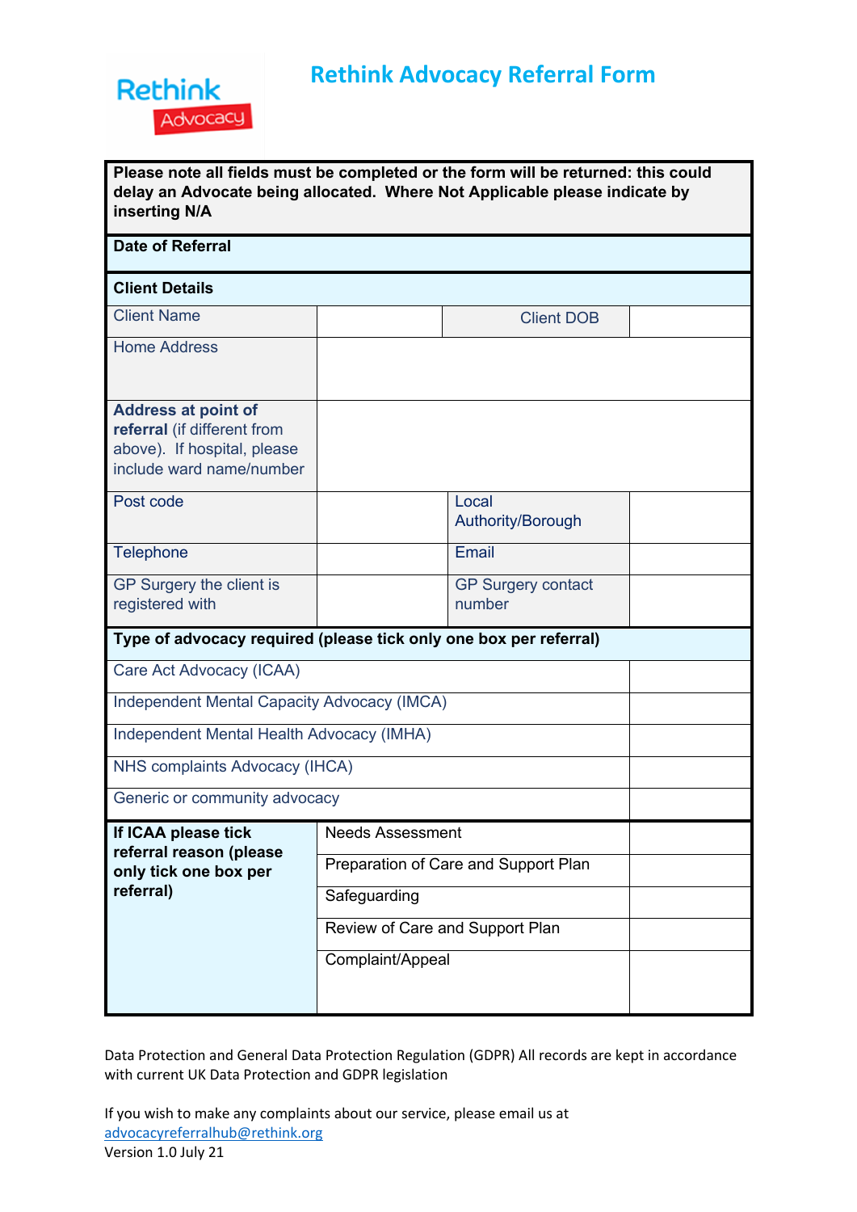# Rethink Advocacy Referral Form

| **Please note all fields must be completed or the form will be returned: this could delay an Advocate being allocated. Where Not Applicable please indicate by inserting N/A** | | | |
|---|---|---|---|
| **Date of Referral** | | | |
| **Client Details** | | | |
| Client Name | | Client DOB | |
| Home Address | | | |
| **Address at point of referral** (if different from above). If hospital, please include ward name/number | | | |
| Post code | | Local Authority/Borough | |
| Telephone | | Email | |
| GP Surgery the client is registered with | | GP Surgery contact number | |
| **Type of advocacy required (please tick only one box per referral)** | | | |
| Care Act Advocacy (ICAA) | | | |
| Independent Mental Capacity Advocacy (IMCA) | | | |
| Independent Mental Health Advocacy (IMHA) | | | |
| NHS complaints Advocacy (IHCA) | | | |
| Generic or community advocacy | | | |
| **If ICAA please tick referral reason (please only tick one box per referral)** | Needs Assessment | | |
| | Preparation of Care and Support Plan | | |
| | Safeguarding | | |
| | Review of Care and Support Plan | | |
| | Complaint/Appeal | | |

Data Protection and General Data Protection Regulation (GDPR) All records are kept in accordance with current UK Data Protection and GDPR legislation

If you wish to make any complaints about our service, please email us at advocacyreferralhub@rethink.org

Version 1.0 July 21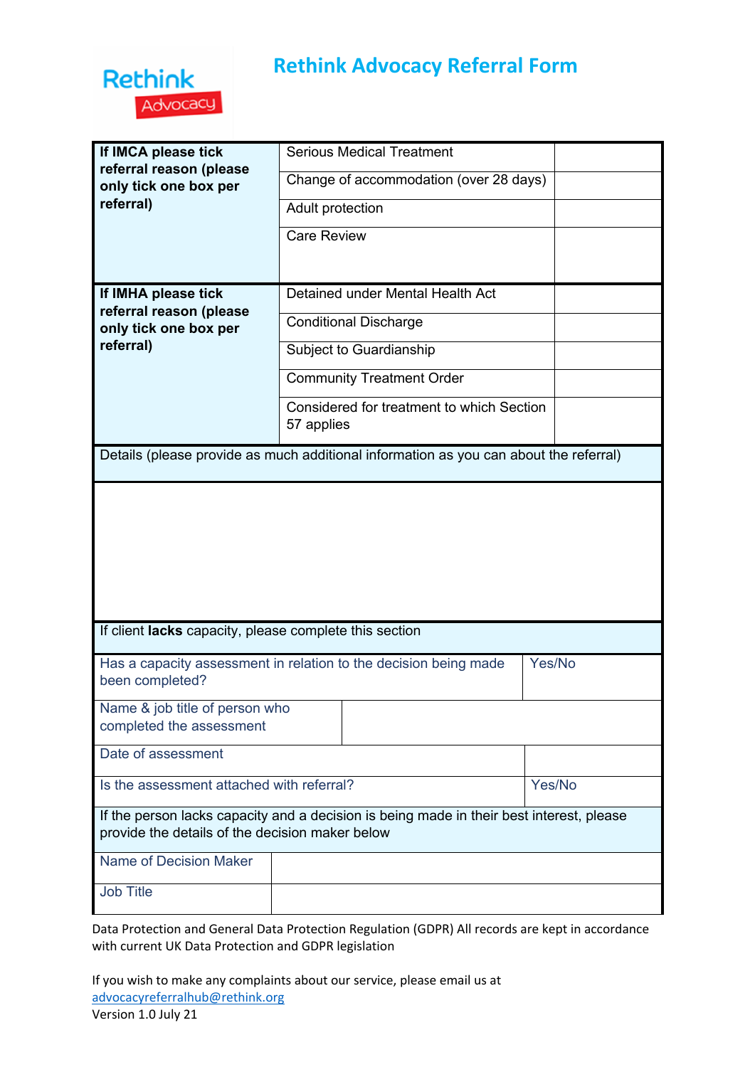# Rethink Advocacy Referral Form

| | | |
|---|---|---|
| **If IMCA please tick referral reason (please only tick one box per referral)** | Serious Medical Treatment | |
| | Change of accommodation (over 28 days) | |
| | Adult protection | |
| | Care Review | |
| **If IMHA please tick referral reason (please only tick one box per referral)** | Detained under Mental Health Act | |
| | Conditional Discharge | |
| | Subject to Guardianship | |
| | Community Treatment Order | |
| | Considered for treatment to which Section 57 applies | |

| Details (please provide as much additional information as you can about the referral) |
|---|
| |

| If client **lacks** capacity, please complete this section | |
|---|---|
| Has a capacity assessment in relation to the decision being made been completed? | Yes/No |
| Name & job title of person who completed the assessment | |
| Date of assessment | |
| Is the assessment attached with referral? | Yes/No |

| If the person lacks capacity and a decision is being made in their best interest, please provide the details of the decision maker below | |
|---|---|
| Name of Decision Maker | |
| Job Title | |

Data Protection and General Data Protection Regulation (GDPR) All records are kept in accordance with current UK Data Protection and GDPR legislation

If you wish to make any complaints about our service, please email us at advocacyreferralhub@rethink.org

Version 1.0 July 21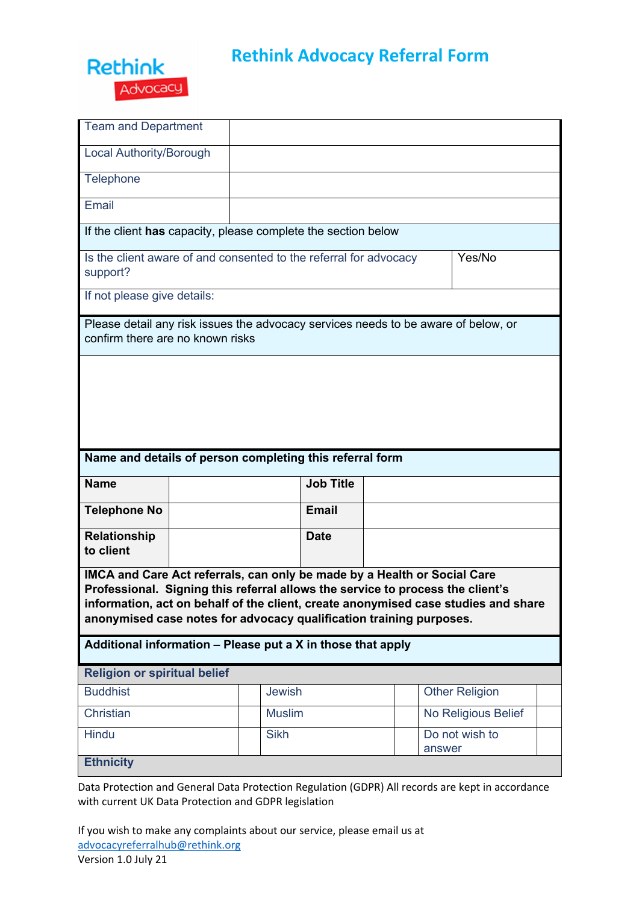# Rethink Advocacy Referral Form

| Team and Department | |
|---|---|
| Local Authority/Borough | |
| Telephone | |
| Email | |

| If the client **has** capacity, please complete the section below | |
|---|---|
| Is the client aware of and consented to the referral for advocacy support? | Yes/No |
| If not please give details: | |

| Please detail any risk issues the advocacy services needs to be aware of below, or confirm there are no known risks |
|---|
| |

| **Name and details of person completing this referral form** | | | |
|---|---|---|---|
| **Name** | | **Job Title** | |
| **Telephone No** | | **Email** | |
| **Relationship to client** | | **Date** | |

**IMCA and Care Act referrals, can only be made by a Health or Social Care Professional. Signing this referral allows the service to process the client's information, act on behalf of the client, create anonymised case studies and share anonymised case notes for advocacy qualification training purposes.**

**Additional information – Please put a X in those that apply**

| **Religion or spiritual belief** | | | | | |
|---|---|---|---|---|---|
| Buddhist | | Jewish | | Other Religion | |
| Christian | | Muslim | | No Religious Belief | |
| Hindu | | Sikh | | Do not wish to answer | |

**Ethnicity**

Data Protection and General Data Protection Regulation (GDPR) All records are kept in accordance with current UK Data Protection and GDPR legislation

If you wish to make any complaints about our service, please email us at advocacyreferralhub@rethink.org

Version 1.0 July 21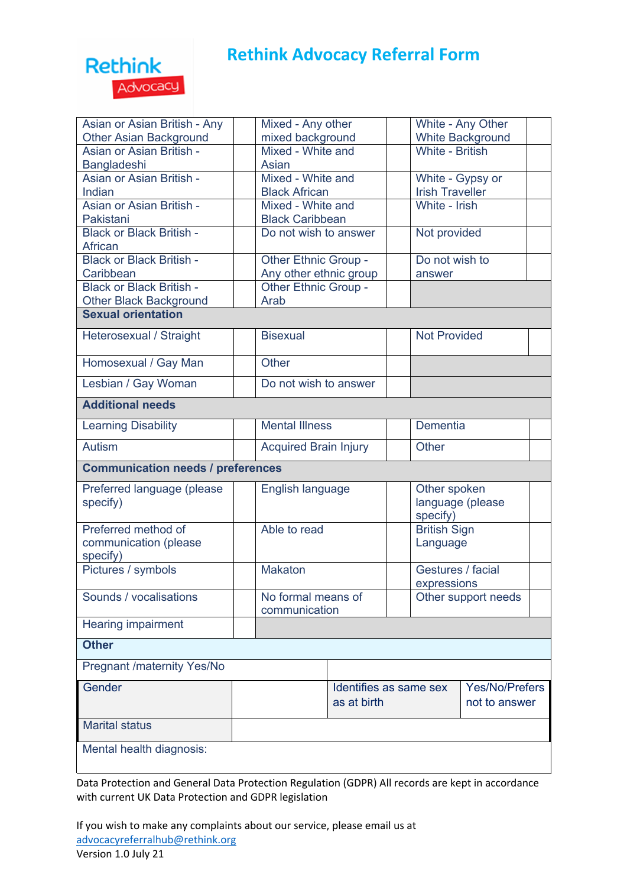# Rethink Advocacy Referral Form

| | | | | | |
|---|---|---|---|---|---|
| Asian or Asian British - Any Other Asian Background | | Mixed - Any other mixed background | | White - Any Other White Background | |
| Asian or Asian British - Bangladeshi | | Mixed - White and Asian | | White - British | |
| Asian or Asian British - Indian | | Mixed - White and Black African | | White - Gypsy or Irish Traveller | |
| Asian or Asian British - Pakistani | | Mixed - White and Black Caribbean | | White - Irish | |
| Black or Black British - African | | Do not wish to answer | | Not provided | |
| Black or Black British - Caribbean | | Other Ethnic Group - Any other ethnic group | | Do not wish to answer | |
| Black or Black British - Other Black Background | | Other Ethnic Group - Arab | | | |
| **Sexual orientation** | | | | | |
| Heterosexual / Straight | | Bisexual | | Not Provided | |
| Homosexual / Gay Man | | Other | | | |
| Lesbian / Gay Woman | | Do not wish to answer | | | |
| **Additional needs** | | | | | |
| Learning Disability | | Mental Illness | | Dementia | |
| Autism | | Acquired Brain Injury | | Other | |
| **Communication needs / preferences** | | | | | |
| Preferred language (please specify) | | English language | | Other spoken language (please specify) | |
| Preferred method of communication (please specify) | | Able to read | | British Sign Language | |
| Pictures / symbols | | Makaton | | Gestures / facial expressions | |
| Sounds / vocalisations | | No formal means of communication | | Other support needs | |
| Hearing impairment | | | | | |

| **Other** | | | |
|---|---|---|---|
| Pregnant /maternity Yes/No | | | |
| Gender | | Identifies as same sex as at birth | Yes/No/Prefers not to answer |
| Marital status | | | |
| Mental health diagnosis: | | | |

Data Protection and General Data Protection Regulation (GDPR) All records are kept in accordance with current UK Data Protection and GDPR legislation

If you wish to make any complaints about our service, please email us at advocacyreferralhub@rethink.org

Version 1.0 July 21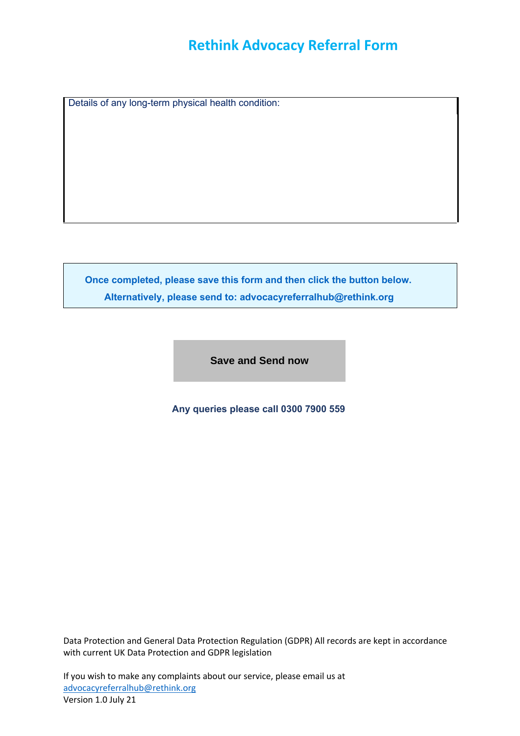# Rethink Advocacy Referral Form

| Details of any long-term physical health condition: |
| --- |
| |

**Once completed, please save this form and then click the button below.**

**Alternatively, please send to: advocacyreferralhub@rethink.org**

**Save and Send now**

**Any queries please call 0300 7900 559**

Data Protection and General Data Protection Regulation (GDPR) All records are kept in accordance with current UK Data Protection and GDPR legislation

If you wish to make any complaints about our service, please email us at advocacyreferralhub@rethink.org

Version 1.0 July 21